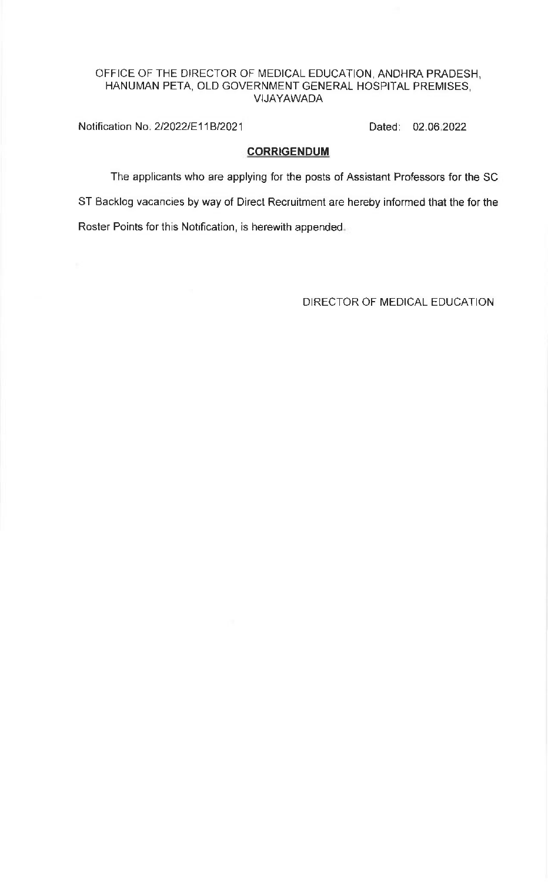OFFICE OF THE DIRECTOR OF MEDICAL EDUCATION, ANDHRA PRADESH, HANUMAN PETA, OLD GOVERNMENT GENERAL HOSPITAL PREMISES, VIJAYAWADA

Notification No. 2/2022/E11B/2021 Dated: 02.06.2022

**CORRIGENDUM**

The applicants who are applying for the posts of Assistant Professors for the SC ST Backlog vacancies by way of Direct Recruitment are hereby informed that the for the Roster Points for this Notification, is herewith appended.

DIRECTOR OF MEDICAL EDUCATION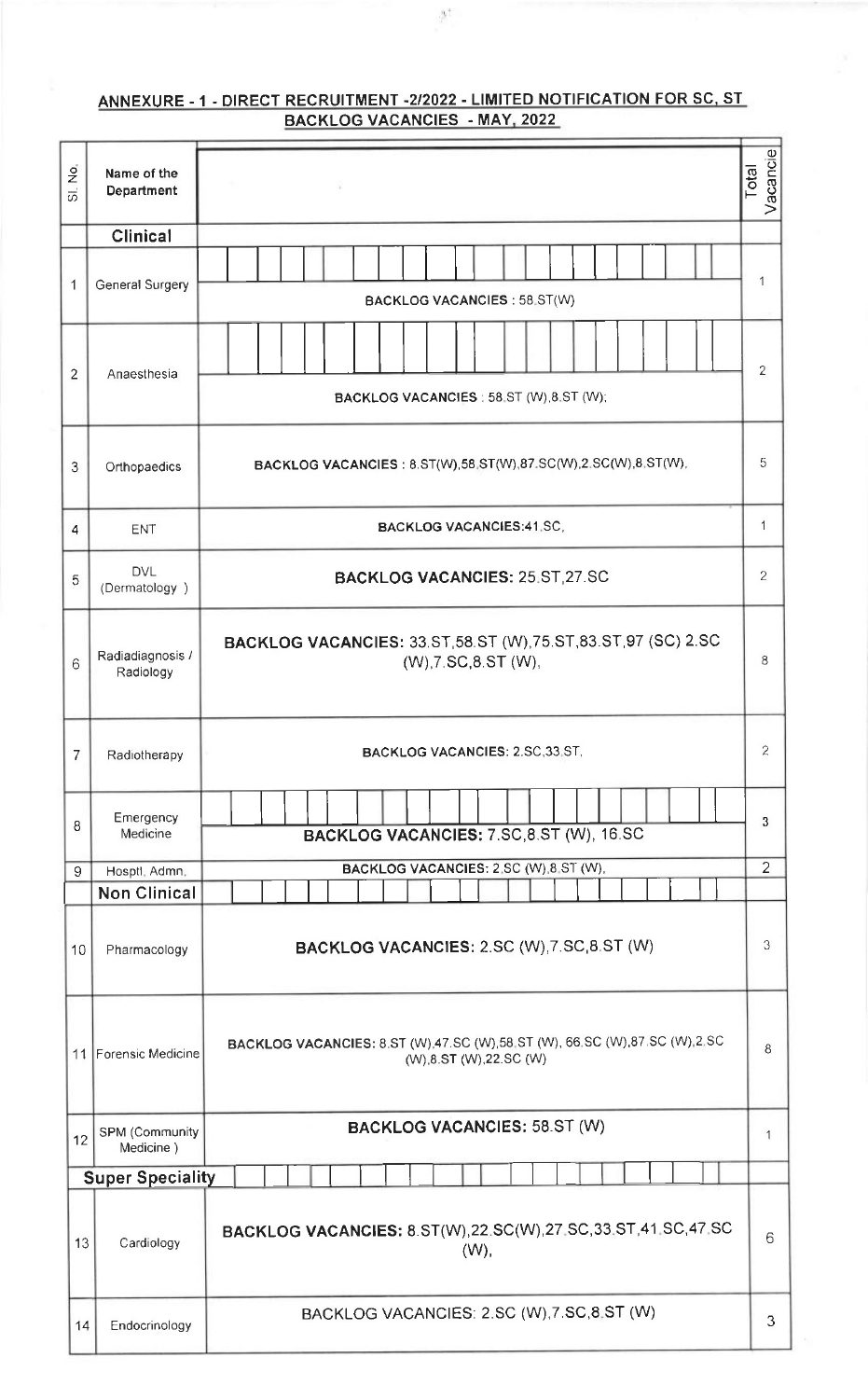## ANNEXURE - 1 - DIRECT RECRUITMENT -2/2022 - LIMITED NOTIFICATION FOR SC, ST BACKLOG VACANCIES - MAY, 2022

| Sl. No. | Name of the Department | | Total Vacancies |
|---|---|---|---|
| | **Clinical** | | |
| 1 | General Surgery | BACKLOG VACANCIES : 58.ST(W) | 1 |
| 2 | Anaesthesia | BACKLOG VACANCIES : 58.ST (W),8.ST (W); | 2 |
| 3 | Orthopaedics | BACKLOG VACANCIES : 8.ST(W),58.ST(W),87.SC(W),2.SC(W),8.ST(W), | 5 |
| 4 | ENT | BACKLOG VACANCIES:41.SC, | 1 |
| 5 | DVL (Dermatology ) | BACKLOG VACANCIES: 25.ST,27.SC | 2 |
| 6 | Radiadiagnosis / Radiology | BACKLOG VACANCIES: 33.ST,58.ST (W),75.ST,83.ST,97 (SC) 2.SC (W),7.SC,8.ST (W), | 8 |
| 7 | Radiotherapy | BACKLOG VACANCIES: 2.SC,33.ST, | 2 |
| 8 | Emergency Medicine | BACKLOG VACANCIES: 7.SC,8.ST (W), 16.SC | 3 |
| 9 | Hosptl. Admn. | BACKLOG VACANCIES: 2.SC (W),8.ST (W), | 2 |
| | **Non Clinical** | | |
| 10 | Pharmacology | BACKLOG VACANCIES: 2.SC (W),7.SC,8.ST (W) | 3 |
| 11 | Forensic Medicine | BACKLOG VACANCIES: 8.ST (W),47.SC (W),58.ST (W), 66.SC (W),87.SC (W),2.SC (W),8.ST (W),22.SC (W) | 8 |
| 12 | SPM (Community Medicine ) | BACKLOG VACANCIES: 58.ST (W) | 1 |
| | **Super Speciality** | | |
| 13 | Cardiology | BACKLOG VACANCIES: 8.ST(W),22.SC(W),27.SC,33.ST,41.SC,47.SC (W), | 6 |
| 14 | Endocrinology | BACKLOG VACANCIES: 2.SC (W),7.SC,8.ST (W) | 3 |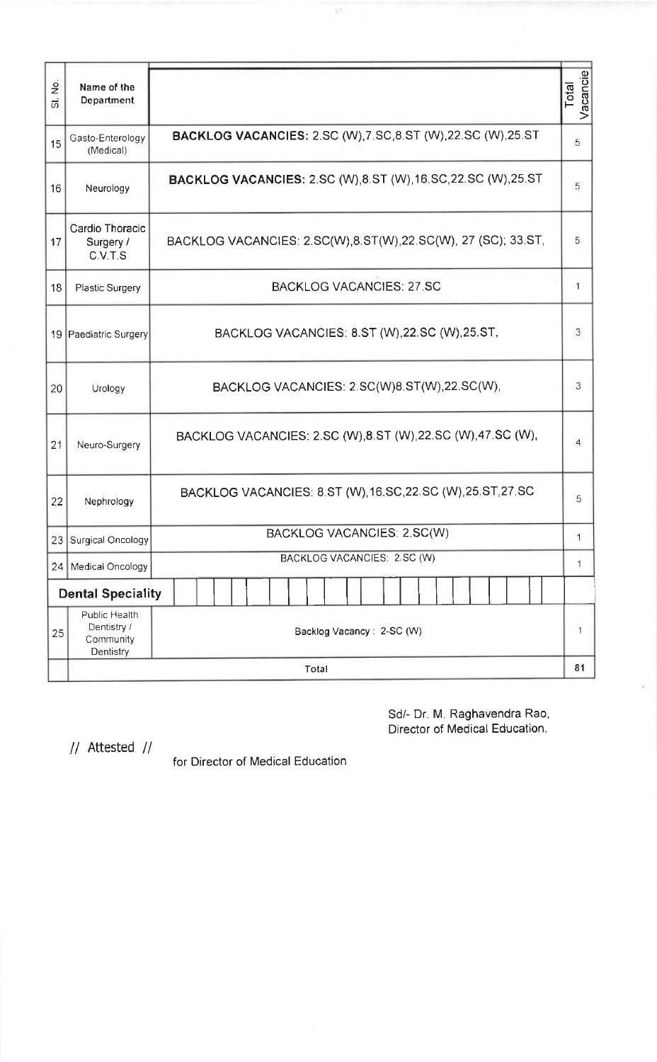| Sl. No. | Name of the Department | | Total Vacancie |
|---|---|---|---|
| 15 | Gasto-Enterology (Medical) | **BACKLOG VACANCIES:** 2.SC (W),7.SC,8.ST (W),22.SC (W),25.ST | 5 |
| 16 | Neurology | **BACKLOG VACANCIES:** 2.SC (W),8.ST (W),16.SC,22.SC (W),25.ST | 5 |
| 17 | Cardio Thoracic Surgery / C.V.T.S | BACKLOG VACANCIES: 2.SC(W),8.ST(W),22.SC(W), 27 (SC); 33.ST, | 5 |
| 18 | Plastic Surgery | BACKLOG VACANCIES: 27.SC | 1 |
| 19 | Paediatric Surgery | BACKLOG VACANCIES: 8.ST (W),22.SC (W),25.ST, | 3 |
| 20 | Urology | BACKLOG VACANCIES: 2.SC(W)8.ST(W),22.SC(W), | 3 |
| 21 | Neuro-Surgery | BACKLOG VACANCIES: 2.SC (W),8.ST (W),22.SC (W),47.SC (W), | 4 |
| 22 | Nephrology | BACKLOG VACANCIES: 8.ST (W),16.SC,22.SC (W),25.ST,27.SC | 5 |
| 23 | Surgical Oncology | BACKLOG VACANCIES: 2.SC(W) | 1 |
| 24 | Medical Oncology | BACKLOG VACANCIES: 2.SC (W) | 1 |
| **Dental Speciality** | | | |
| 25 | Public Health Dentistry / Community Dentistry | Backlog Vacancy : 2-SC (W) | 1 |
| | | Total | 81 |

Sd/- Dr. M. Raghavendra Rao,
Director of Medical Education.

// Attested //

for Director of Medical Education